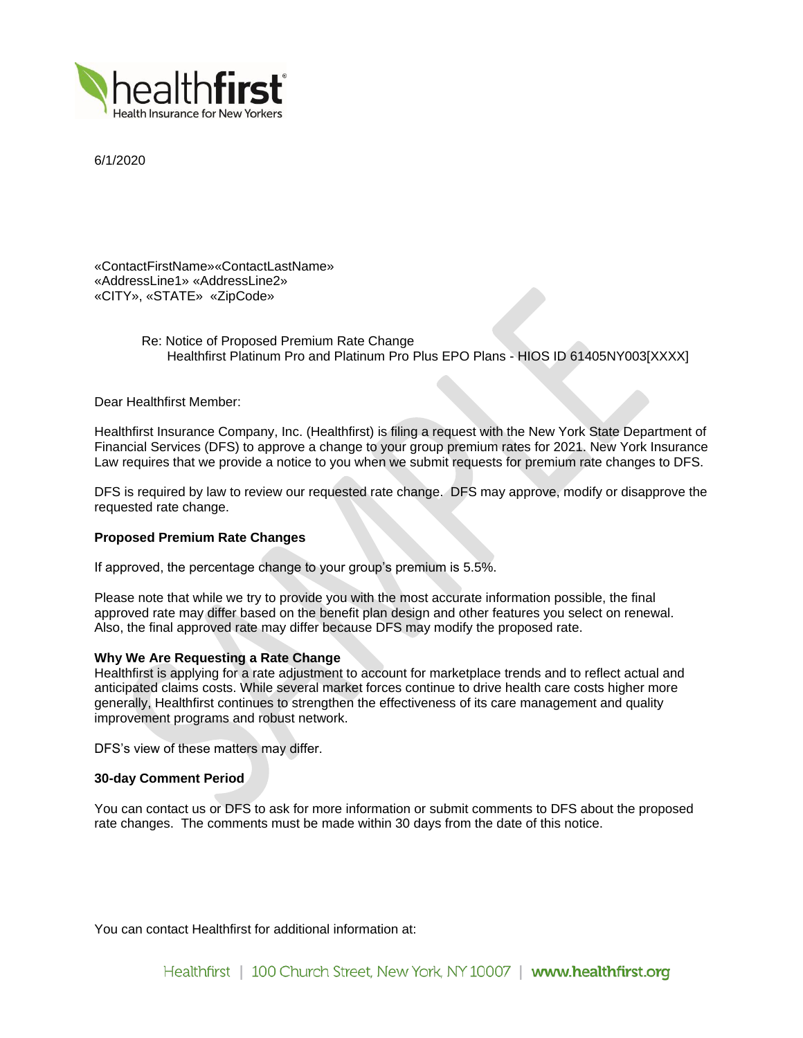6/1/2020

«ContactFirstName»«ContactLastName»
«AddressLine1» «AddressLine2»
«CITY», «STATE» «ZipCode»

Re: Notice of Proposed Premium Rate Change
Healthfirst Platinum Pro and Platinum Pro Plus EPO Plans - HIOS ID 61405NY003[XXXX]

Dear Healthfirst Member:

Healthfirst Insurance Company, Inc. (Healthfirst) is filing a request with the New York State Department of Financial Services (DFS) to approve a change to your group premium rates for 2021. New York Insurance Law requires that we provide a notice to you when we submit requests for premium rate changes to DFS.

DFS is required by law to review our requested rate change. DFS may approve, modify or disapprove the requested rate change.

**Proposed Premium Rate Changes**

If approved, the percentage change to your group's premium is 5.5%.

Please note that while we try to provide you with the most accurate information possible, the final approved rate may differ based on the benefit plan design and other features you select on renewal. Also, the final approved rate may differ because DFS may modify the proposed rate.

**Why We Are Requesting a Rate Change**

Healthfirst is applying for a rate adjustment to account for marketplace trends and to reflect actual and anticipated claims costs. While several market forces continue to drive health care costs higher more generally, Healthfirst continues to strengthen the effectiveness of its care management and quality improvement programs and robust network.

DFS's view of these matters may differ.

**30-day Comment Period**

You can contact us or DFS to ask for more information or submit comments to DFS about the proposed rate changes. The comments must be made within 30 days from the date of this notice.

You can contact Healthfirst for additional information at: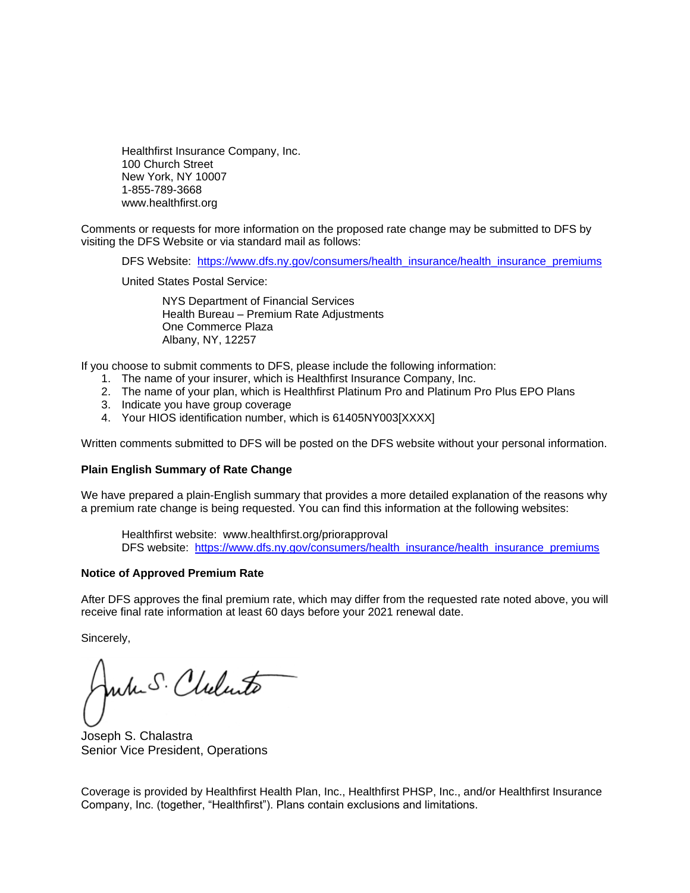Healthfirst Insurance Company, Inc.
100 Church Street
New York, NY 10007
1-855-789-3668
www.healthfirst.org

Comments or requests for more information on the proposed rate change may be submitted to DFS by visiting the DFS Website or via standard mail as follows:

DFS Website: https://www.dfs.ny.gov/consumers/health_insurance/health_insurance_premiums

United States Postal Service:

NYS Department of Financial Services
Health Bureau – Premium Rate Adjustments
One Commerce Plaza
Albany, NY, 12257

If you choose to submit comments to DFS, please include the following information:

1. The name of your insurer, which is Healthfirst Insurance Company, Inc.
2. The name of your plan, which is Healthfirst Platinum Pro and Platinum Pro Plus EPO Plans
3. Indicate you have group coverage
4. Your HIOS identification number, which is 61405NY003[XXXX]

Written comments submitted to DFS will be posted on the DFS website without your personal information.

**Plain English Summary of Rate Change**

We have prepared a plain-English summary that provides a more detailed explanation of the reasons why a premium rate change is being requested. You can find this information at the following websites:

Healthfirst website: www.healthfirst.org/priorapproval
DFS website: https://www.dfs.ny.gov/consumers/health_insurance/health_insurance_premiums

**Notice of Approved Premium Rate**

After DFS approves the final premium rate, which may differ from the requested rate noted above, you will receive final rate information at least 60 days before your 2021 renewal date.

Sincerely,

Joseph S. Chalastra
Senior Vice President, Operations

Coverage is provided by Healthfirst Health Plan, Inc., Healthfirst PHSP, Inc., and/or Healthfirst Insurance Company, Inc. (together, "Healthfirst"). Plans contain exclusions and limitations.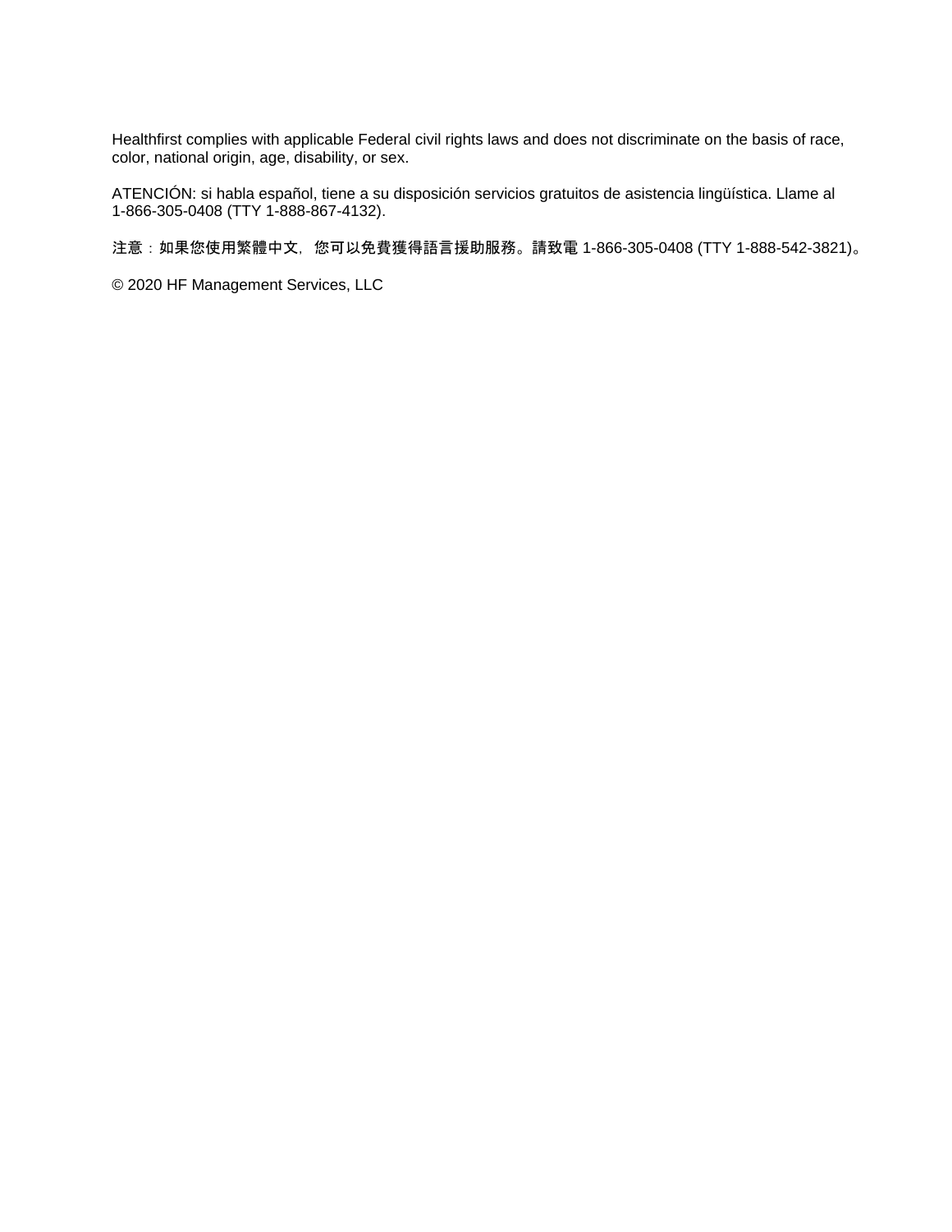Healthfirst complies with applicable Federal civil rights laws and does not discriminate on the basis of race, color, national origin, age, disability, or sex.

ATENCIÓN: si habla español, tiene a su disposición servicios gratuitos de asistencia lingüística. Llame al 1-866-305-0408 (TTY 1-888-867-4132).

注意：如果您使用繁體中文，您可以免費獲得語言援助服務。請致電 1-866-305-0408 (TTY 1-888-542-3821)。

© 2020 HF Management Services, LLC